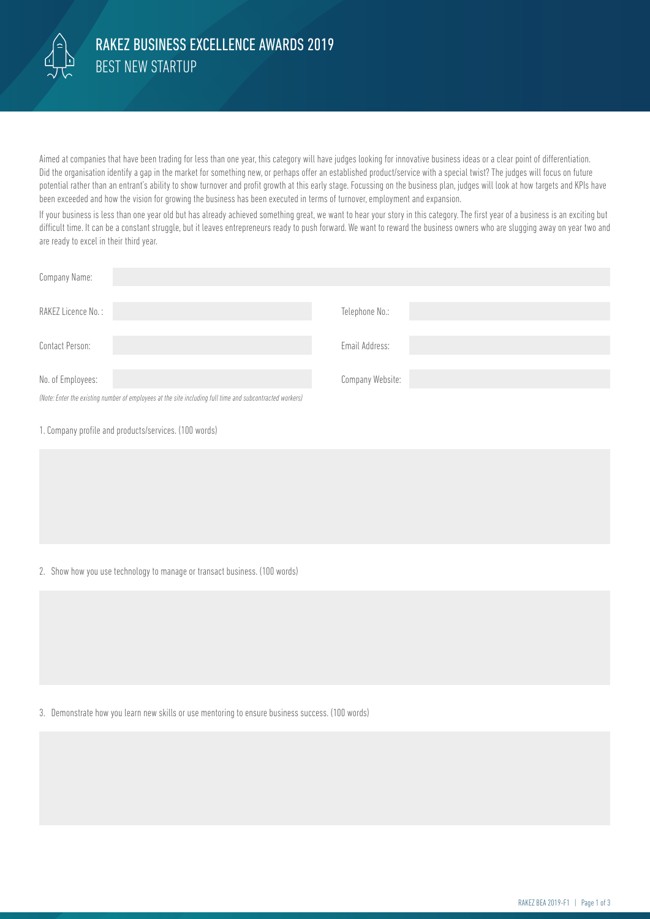# RAKEZ BUSINESS EXCELLENCE AWARDS 2019

## BEST NEW STARTUP

Aimed at companies that have been trading for less than one year, this category will have judges looking for innovative business ideas or a clear point of differentiation. Did the organisation identify a gap in the market for something new, or perhaps offer an established product/service with a special twist? The judges will focus on future potential rather than an entrant's ability to show turnover and profit growth at this early stage. Focussing on the business plan, judges will look at how targets and KPIs have been exceeded and how the vision for growing the business has been executed in terms of turnover, employment and expansion.

If your business is less than one year old but has already achieved something great, we want to hear your story in this category. The first year of a business is an exciting but difficult time. It can be a constant struggle, but it leaves entrepreneurs ready to push forward. We want to reward the business owners who are slugging away on year two and are ready to excel in their third year.

| | | | |
|---|---|---|---|
| Company Name: | | | |
| RAKEZ Licence No. : | | Telephone No.: | |
| Contact Person: | | Email Address: | |
| No. of Employees: | | Company Website: | |

*(Note: Enter the existing number of employees at the site including full time and subcontracted workers)*

1. Company profile and products/services. (100 words)

2. Show how you use technology to manage or transact business. (100 words)

3. Demonstrate how you learn new skills or use mentoring to ensure business success. (100 words)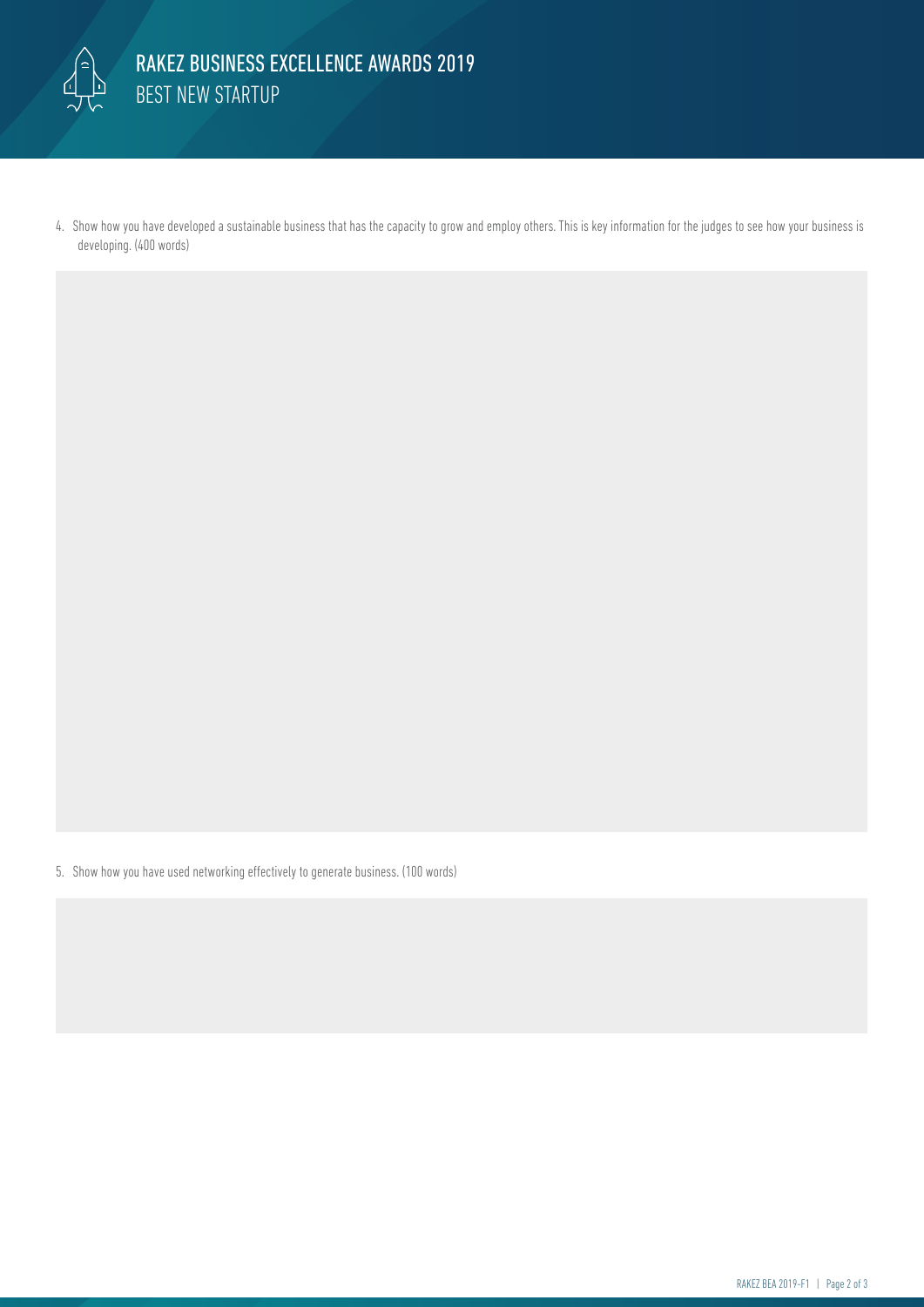# RAKEZ BUSINESS EXCELLENCE AWARDS 2019

## BEST NEW STARTUP

4. Show how you have developed a sustainable business that has the capacity to grow and employ others. This is key information for the judges to see how your business is developing. (400 words)

5. Show how you have used networking effectively to generate business. (100 words)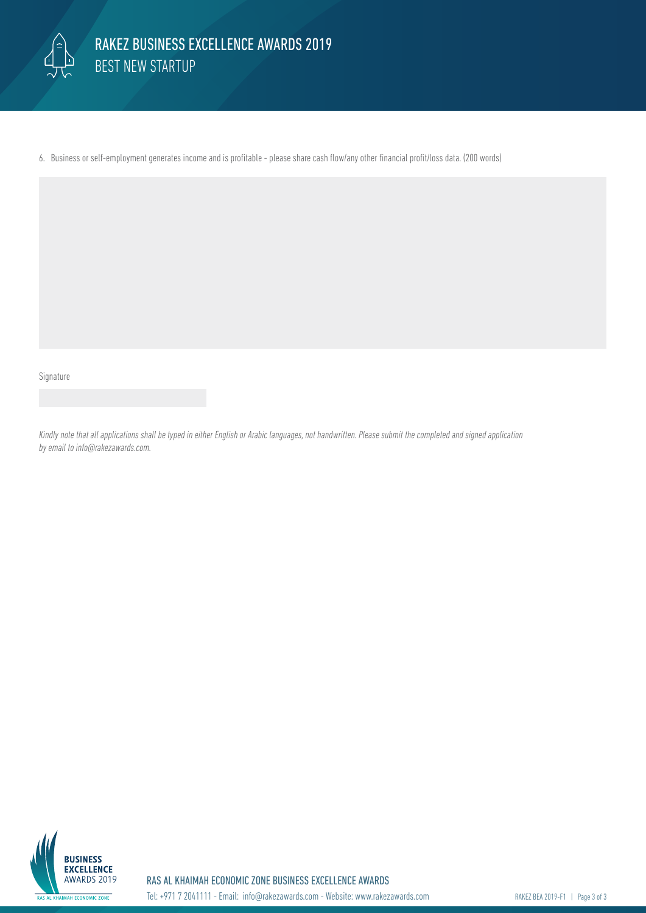6. Business or self-employment generates income and is profitable - please share cash flow/any other financial profit/loss data. (200 words)

Signature

*Kindly note that all applications shall be typed in either English or Arabic languages, not handwritten. Please submit the completed and signed application by email to info@rakezawards.com.*